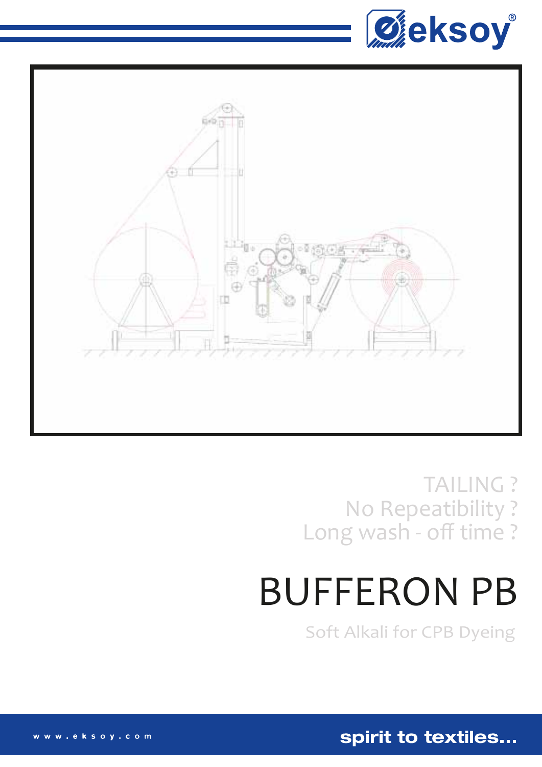TAILING ?
No Repeatibility ?
Long wash - off time ?

# BUFFERON PB

Soft Alkali for CPB Dyeing

www.eksoy.com

**spirit to textiles...**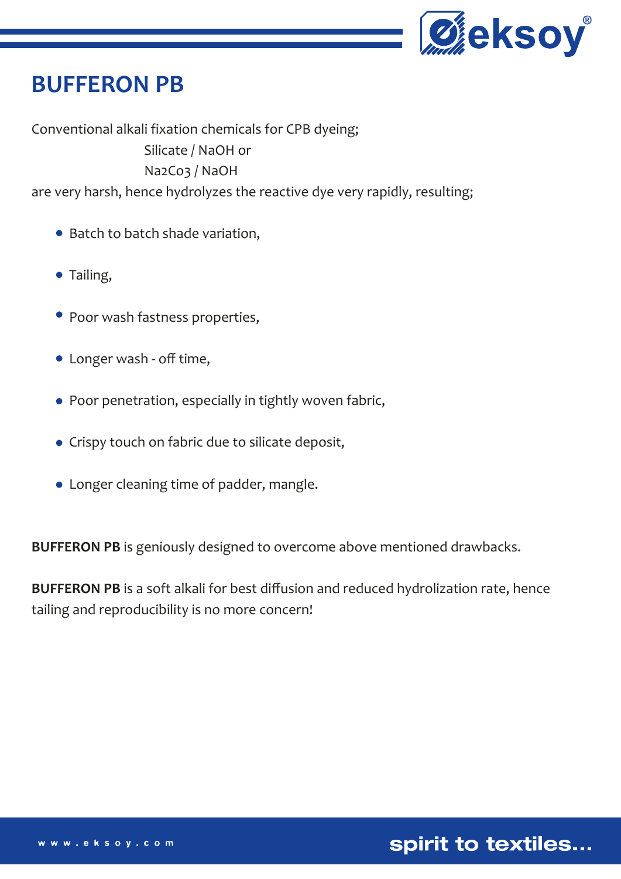# BUFFERON PB

Conventional alkali fixation chemicals for CPB dyeing;

Silicate / NaOH or

$Na_2Co_3$ / NaOH

are very harsh, hence hydrolyzes the reactive dye very rapidly, resulting;

- Batch to batch shade variation,
- Tailing,
- Poor wash fastness properties,
- Longer wash - off time,
- Poor penetration, especially in tightly woven fabric,
- Crispy touch on fabric due to silicate deposit,
- Longer cleaning time of padder, mangle.

**BUFFERON PB** is geniously designed to overcome above mentioned drawbacks.

**BUFFERON PB** is a soft alkali for best diffusion and reduced hydrolization rate, hence tailing and reproducibility is no more concern!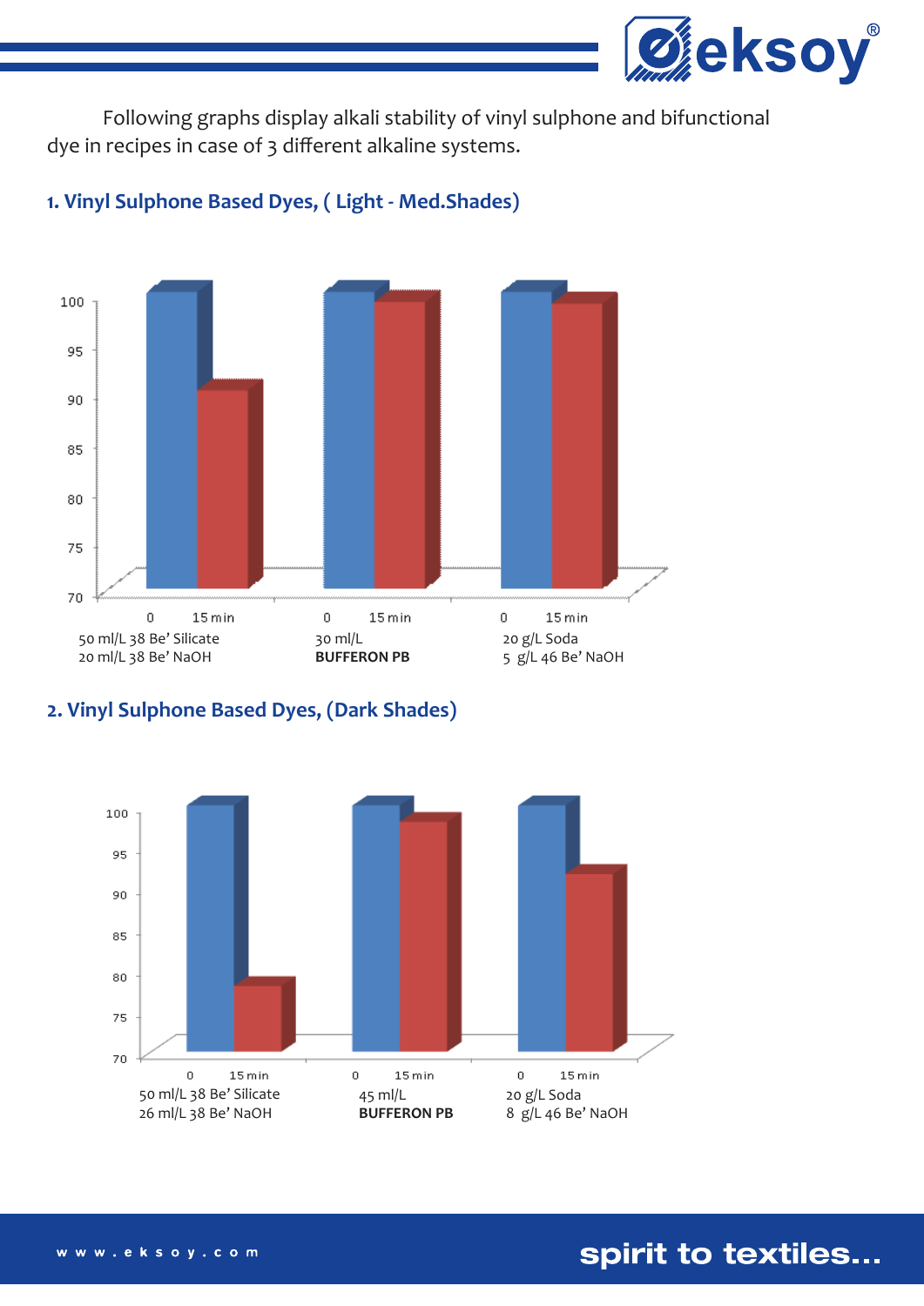Following graphs display alkali stability of vinyl sulphone and bifunctional dye in recipes in case of 3 different alkaline systems.

### 1. Vinyl Sulphone Based Dyes, ( Light - Med.Shades)

| | 0 | 15 min |
|---|---|---|
| 50 ml/L 38 Be' Silicate<br>20 ml/L 38 Be' NaOH | 100 | 90 |
| 30 ml/L<br>**BUFFERON PB** | 100 | 99 |
| 20 g/L Soda<br>5 g/L 46 Be' NaOH | 100 | 99 |

### 2. Vinyl Sulphone Based Dyes, (Dark Shades)

| | 0 | 15 min |
|---|---|---|
| 50 ml/L 38 Be' Silicate<br>26 ml/L 38 Be' NaOH | 100 | 78 |
| 45 ml/L<br>**BUFFERON PB** | 100 | 98 |
| 20 g/L Soda<br>8 g/L 46 Be' NaOH | 100 | 92 |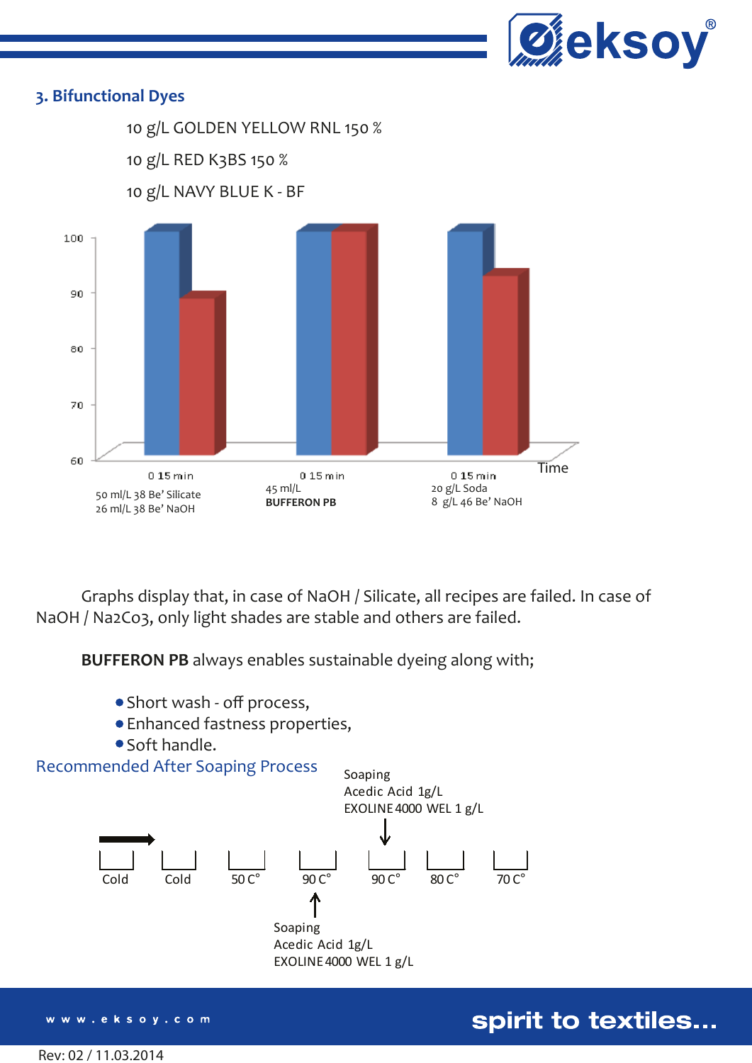## 3. Bifunctional Dyes

10 g/L GOLDEN YELLOW RNL 150 %

10 g/L RED K3BS 150 %

10 g/L NAVY BLUE K - BF

100
90
80
70
60

0 15 min
50 ml/L 38 Be' Silicate
26 ml/L 38 Be' NaOH

0 15 min
45 ml/L
**BUFFERON PB**

0 15 min
20 g/L Soda
8 g/L 46 Be' NaOH

Time

Graphs display that, in case of NaOH / Silicate, all recipes are failed. In case of NaOH / Na2Co3, only light shades are stable and others are failed.

**BUFFERON PB** always enables sustainable dyeing along with;

- Short wash - off process,
- Enhanced fastness properties,
- Soft handle.

Recommended After Soaping Process

Soaping
Acedic Acid 1g/L
EXOLINE 4000 WEL 1 g/L

Cold Cold 50 C° 90 C° 90 C° 80 C° 70 C°

Soaping
Acedic Acid 1g/L
EXOLINE 4000 WEL 1 g/L

Rev: 02 / 11.03.2014